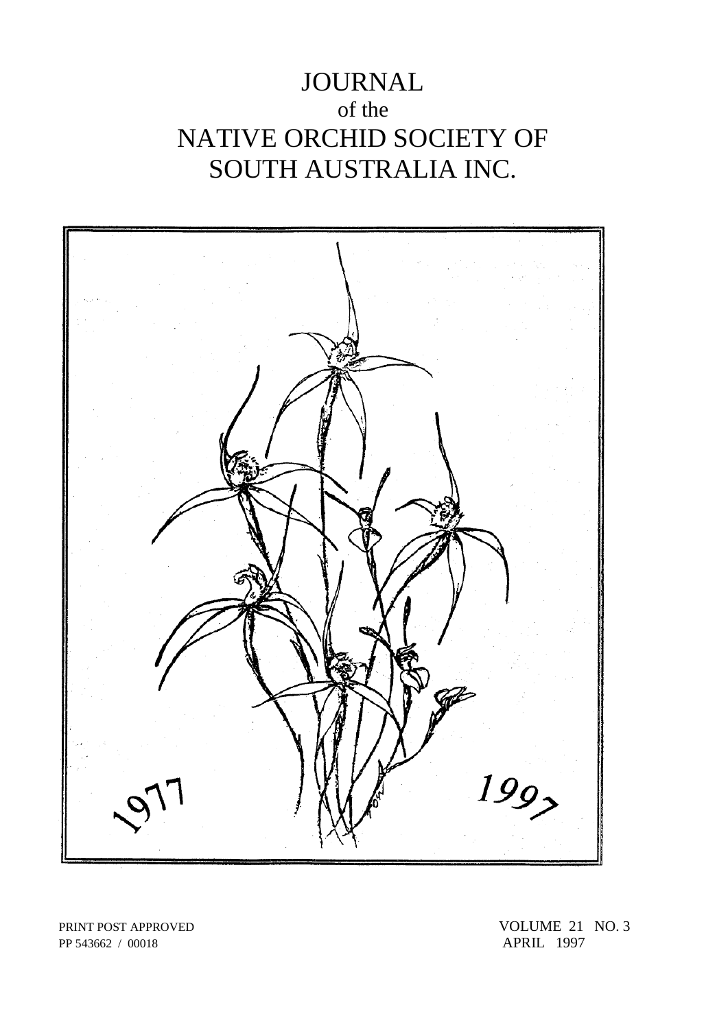# JOURNAL

of the

# NATIVE ORCHID SOCIETY OF SOUTH AUSTRALIA INC.

1977 1997

PRINT POST APPROVED
PP 543662 / 00018

VOLUME 21 NO. 3
APRIL 1997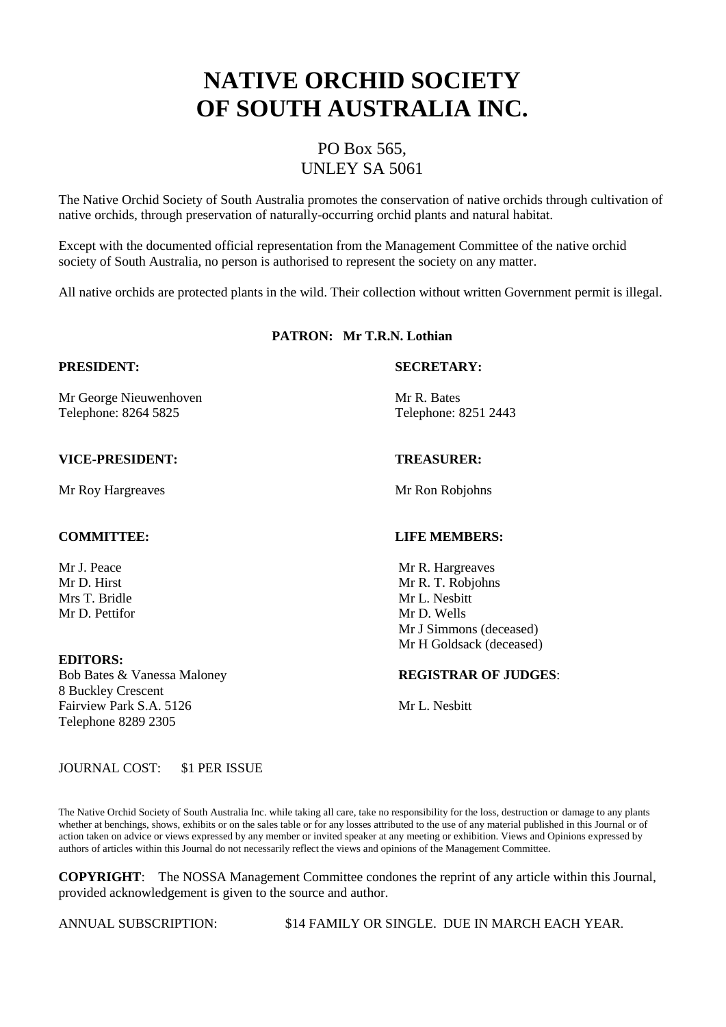# NATIVE ORCHID SOCIETY OF SOUTH AUSTRALIA INC.

PO Box 565,
UNLEY SA 5061

The Native Orchid Society of South Australia promotes the conservation of native orchids through cultivation of native orchids, through preservation of naturally-occurring orchid plants and natural habitat.

Except with the documented official representation from the Management Committee of the native orchid society of South Australia, no person is authorised to represent the society on any matter.

All native orchids are protected plants in the wild. Their collection without written Government permit is illegal.

**PATRON: Mr T.R.N. Lothian**

**PRESIDENT:**

Mr George Nieuwenhoven
Telephone: 8264 5825

**SECRETARY:**

Mr R. Bates
Telephone: 8251 2443

**VICE-PRESIDENT:**

Mr Roy Hargreaves

**TREASURER:**

Mr Ron Robjohns

**COMMITTEE:**

Mr J. Peace
Mr D. Hirst
Mrs T. Bridle
Mr D. Pettifor

**LIFE MEMBERS:**

Mr R. Hargreaves
Mr R. T. Robjohns
Mr L. Nesbitt
Mr D. Wells
Mr J Simmons (deceased)
Mr H Goldsack (deceased)

**EDITORS:**
Bob Bates & Vanessa Maloney
8 Buckley Crescent
Fairview Park S.A. 5126
Telephone 8289 2305

**REGISTRAR OF JUDGES**:

Mr L. Nesbitt

JOURNAL COST: $1 PER ISSUE

The Native Orchid Society of South Australia Inc. while taking all care, take no responsibility for the loss, destruction or damage to any plants whether at benchings, shows, exhibits or on the sales table or for any losses attributed to the use of any material published in this Journal or of action taken on advice or views expressed by any member or invited speaker at any meeting or exhibition. Views and Opinions expressed by authors of articles within this Journal do not necessarily reflect the views and opinions of the Management Committee.

**COPYRIGHT**: The NOSSA Management Committee condones the reprint of any article within this Journal, provided acknowledgement is given to the source and author.

ANNUAL SUBSCRIPTION: $14 FAMILY OR SINGLE. DUE IN MARCH EACH YEAR.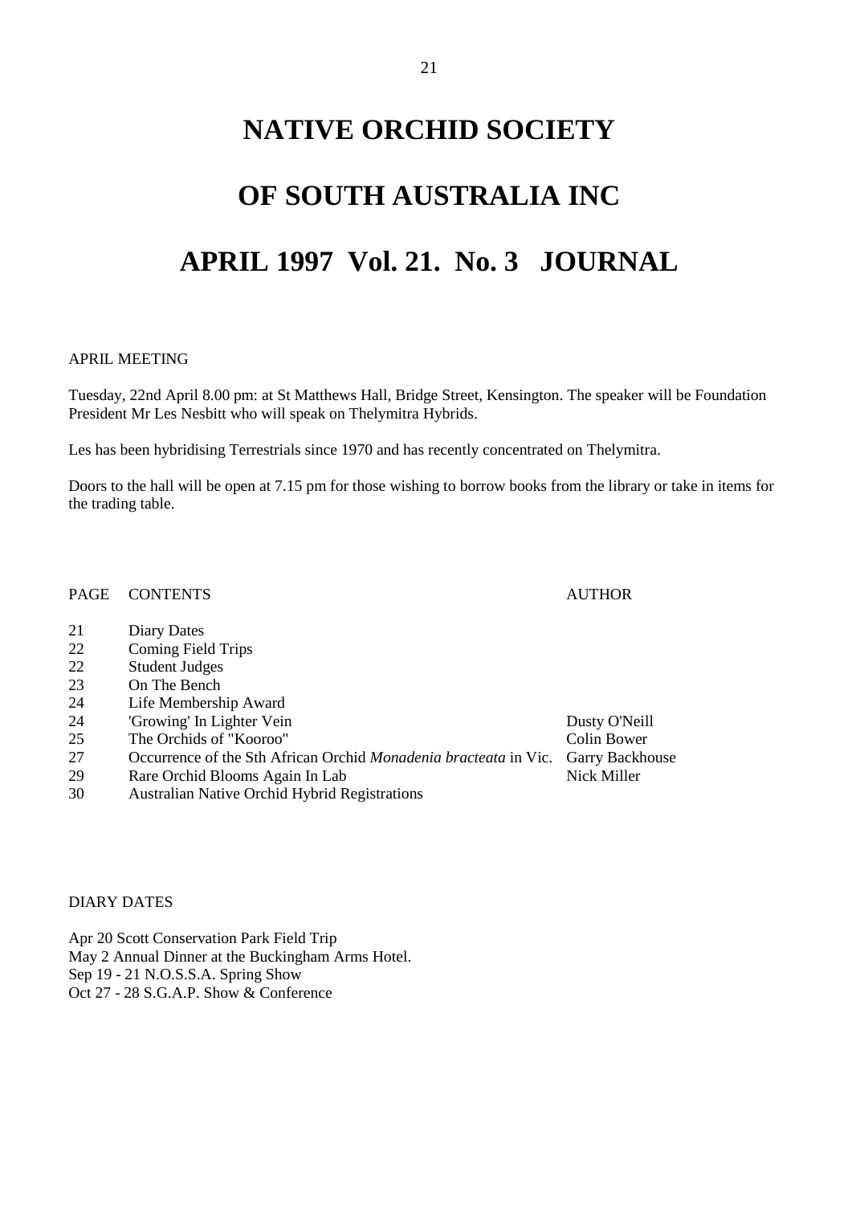# NATIVE ORCHID SOCIETY

# OF SOUTH AUSTRALIA INC

# APRIL 1997 Vol. 21. No. 3 JOURNAL

APRIL MEETING

Tuesday, 22nd April 8.00 pm: at St Matthews Hall, Bridge Street, Kensington. The speaker will be Foundation President Mr Les Nesbitt who will speak on Thelymitra Hybrids.

Les has been hybridising Terrestrials since 1970 and has recently concentrated on Thelymitra.

Doors to the hall will be open at 7.15 pm for those wishing to borrow books from the library or take in items for the trading table.

| PAGE | CONTENTS | AUTHOR |
|---|---|---|
| 21 | Diary Dates | |
| 22 | Coming Field Trips | |
| 22 | Student Judges | |
| 23 | On The Bench | |
| 24 | Life Membership Award | |
| 24 | 'Growing' In Lighter Vein | Dusty O'Neill |
| 25 | The Orchids of "Kooroo" | Colin Bower |
| 27 | Occurrence of the Sth African Orchid *Monadenia bracteata* in Vic. | Garry Backhouse |
| 29 | Rare Orchid Blooms Again In Lab | Nick Miller |
| 30 | Australian Native Orchid Hybrid Registrations | |

DIARY DATES

Apr 20 Scott Conservation Park Field Trip
May 2 Annual Dinner at the Buckingham Arms Hotel.
Sep 19 - 21 N.O.S.S.A. Spring Show
Oct 27 - 28 S.G.A.P. Show & Conference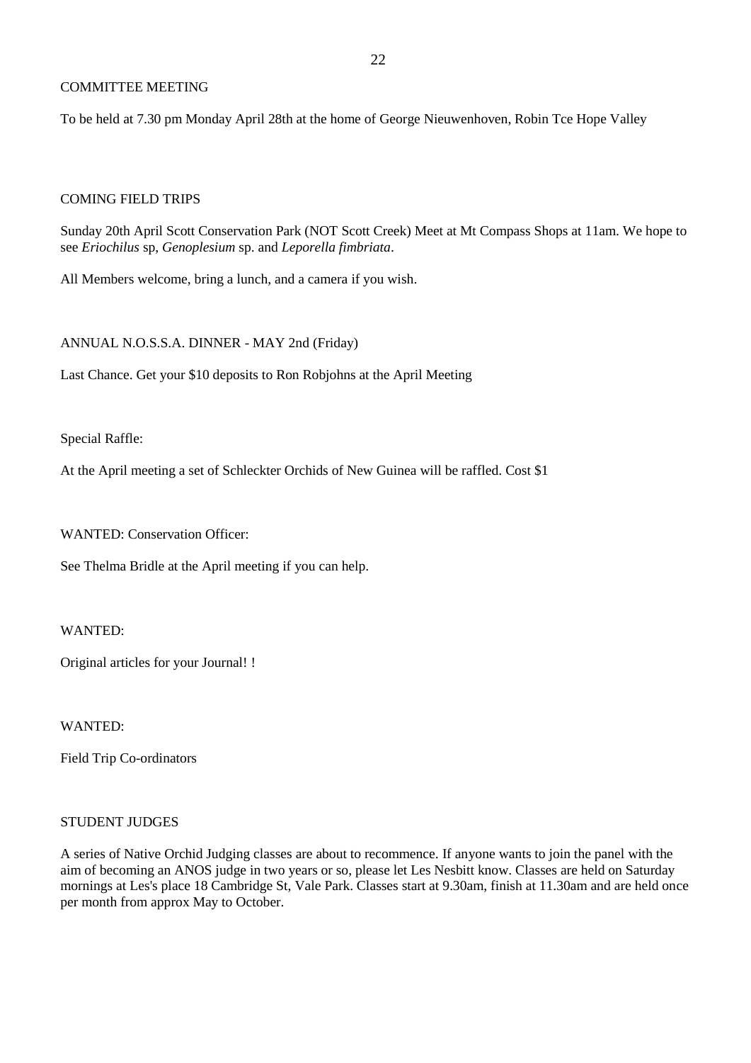## COMMITTEE MEETING

To be held at 7.30 pm Monday April 28th at the home of George Nieuwenhoven, Robin Tce Hope Valley

## COMING FIELD TRIPS

Sunday 20th April Scott Conservation Park (NOT Scott Creek) Meet at Mt Compass Shops at 11am. We hope to see *Eriochilus* sp, *Genoplesium* sp. and *Leporella fimbriata*.

All Members welcome, bring a lunch, and a camera if you wish.

## ANNUAL N.O.S.S.A. DINNER - MAY 2nd (Friday)

Last Chance. Get your $10 deposits to Ron Robjohns at the April Meeting

## Special Raffle:

At the April meeting a set of Schleckter Orchids of New Guinea will be raffled. Cost $1

## WANTED: Conservation Officer:

See Thelma Bridle at the April meeting if you can help.

## WANTED:

Original articles for your Journal! !

## WANTED:

Field Trip Co-ordinators

## STUDENT JUDGES

A series of Native Orchid Judging classes are about to recommence. If anyone wants to join the panel with the aim of becoming an ANOS judge in two years or so, please let Les Nesbitt know. Classes are held on Saturday mornings at Les's place 18 Cambridge St, Vale Park. Classes start at 9.30am, finish at 11.30am and are held once per month from approx May to October.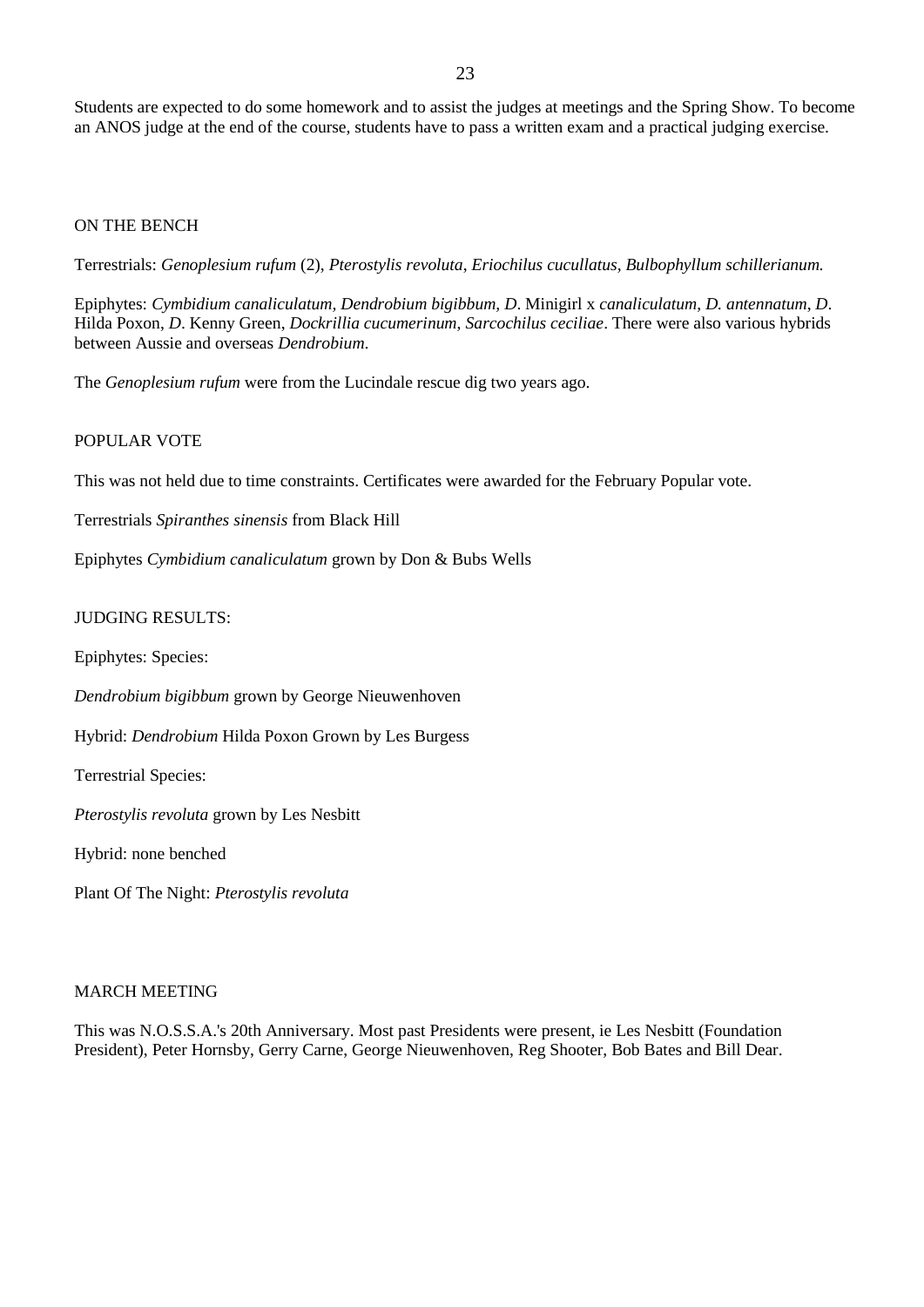Students are expected to do some homework and to assist the judges at meetings and the Spring Show. To become an ANOS judge at the end of the course, students have to pass a written exam and a practical judging exercise.

## ON THE BENCH

Terrestrials: *Genoplesium rufum* (2), *Pterostylis revoluta*, *Eriochilus cucullatus*, *Bulbophyllum schillerianum.*

Epiphytes: *Cymbidium canaliculatum, Dendrobium bigibbum, D*. Minigirl x *canaliculatum*, *D. antennatum*, *D*. Hilda Poxon, *D*. Kenny Green, *Dockrillia cucumerinum*, *Sarcochilus ceciliae*. There were also various hybrids between Aussie and overseas *Dendrobium*.

The *Genoplesium rufum* were from the Lucindale rescue dig two years ago.

## POPULAR VOTE

This was not held due to time constraints. Certificates were awarded for the February Popular vote.

Terrestrials *Spiranthes sinensis* from Black Hill

Epiphytes *Cymbidium canaliculatum* grown by Don & Bubs Wells

## JUDGING RESULTS:

Epiphytes: Species:

*Dendrobium bigibbum* grown by George Nieuwenhoven

Hybrid: *Dendrobium* Hilda Poxon Grown by Les Burgess

Terrestrial Species:

*Pterostylis revoluta* grown by Les Nesbitt

Hybrid: none benched

Plant Of The Night: *Pterostylis revoluta*

## MARCH MEETING

This was N.O.S.S.A.'s 20th Anniversary. Most past Presidents were present, ie Les Nesbitt (Foundation President), Peter Hornsby, Gerry Carne, George Nieuwenhoven, Reg Shooter, Bob Bates and Bill Dear.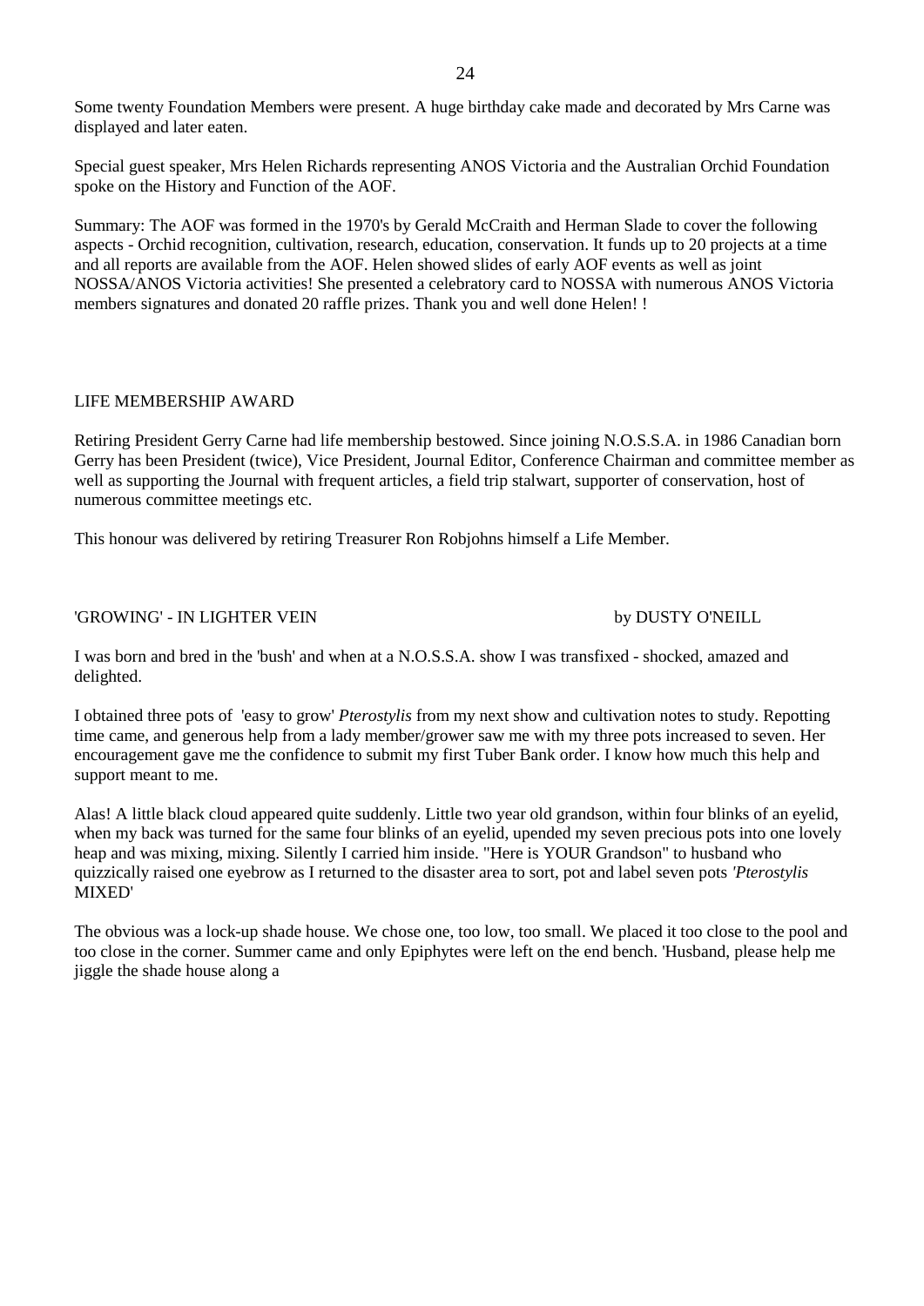Some twenty Foundation Members were present. A huge birthday cake made and decorated by Mrs Carne was displayed and later eaten.

Special guest speaker, Mrs Helen Richards representing ANOS Victoria and the Australian Orchid Foundation spoke on the History and Function of the AOF.

Summary: The AOF was formed in the 1970's by Gerald McCraith and Herman Slade to cover the following aspects - Orchid recognition, cultivation, research, education, conservation. It funds up to 20 projects at a time and all reports are available from the AOF. Helen showed slides of early AOF events as well as joint NOSSA/ANOS Victoria activities! She presented a celebratory card to NOSSA with numerous ANOS Victoria members signatures and donated 20 raffle prizes. Thank you and well done Helen! !

## LIFE MEMBERSHIP AWARD

Retiring President Gerry Carne had life membership bestowed. Since joining N.O.S.S.A. in 1986 Canadian born Gerry has been President (twice), Vice President, Journal Editor, Conference Chairman and committee member as well as supporting the Journal with frequent articles, a field trip stalwart, supporter of conservation, host of numerous committee meetings etc.

This honour was delivered by retiring Treasurer Ron Robjohns himself a Life Member.

## 'GROWING' - IN LIGHTER VEIN

by DUSTY O'NEILL

I was born and bred in the 'bush' and when at a N.O.S.S.A. show I was transfixed - shocked, amazed and delighted.

I obtained three pots of 'easy to grow' *Pterostylis* from my next show and cultivation notes to study. Repotting time came, and generous help from a lady member/grower saw me with my three pots increased to seven. Her encouragement gave me the confidence to submit my first Tuber Bank order. I know how much this help and support meant to me.

Alas! A little black cloud appeared quite suddenly. Little two year old grandson, within four blinks of an eyelid, when my back was turned for the same four blinks of an eyelid, upended my seven precious pots into one lovely heap and was mixing, mixing. Silently I carried him inside. "Here is YOUR Grandson" to husband who quizzically raised one eyebrow as I returned to the disaster area to sort, pot and label seven pots '*Pterostylis* MIXED'

The obvious was a lock-up shade house. We chose one, too low, too small. We placed it too close to the pool and too close in the corner. Summer came and only Epiphytes were left on the end bench. 'Husband, please help me jiggle the shade house along a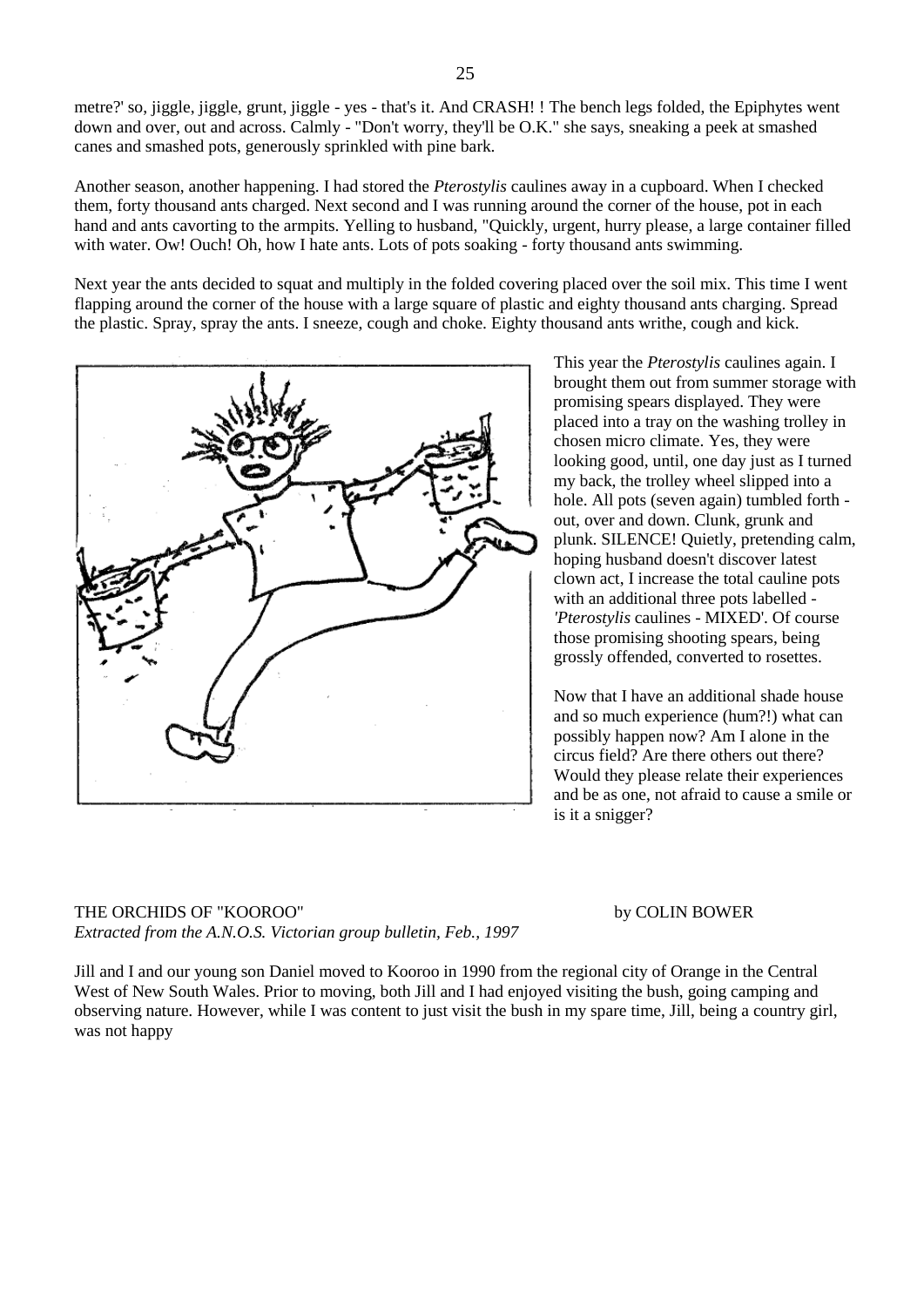metre?' so, jiggle, jiggle, grunt, jiggle - yes - that's it. And CRASH! ! The bench legs folded, the Epiphytes went down and over, out and across. Calmly - "Don't worry, they'll be O.K." she says, sneaking a peek at smashed canes and smashed pots, generously sprinkled with pine bark.

Another season, another happening. I had stored the *Pterostylis* caulines away in a cupboard. When I checked them, forty thousand ants charged. Next second and I was running around the corner of the house, pot in each hand and ants cavorting to the armpits. Yelling to husband, "Quickly, urgent, hurry please, a large container filled with water. Ow! Ouch! Oh, how I hate ants. Lots of pots soaking - forty thousand ants swimming.

Next year the ants decided to squat and multiply in the folded covering placed over the soil mix. This time I went flapping around the corner of the house with a large square of plastic and eighty thousand ants charging. Spread the plastic. Spray, spray the ants. I sneeze, cough and choke. Eighty thousand ants writhe, cough and kick.

This year the *Pterostylis* caulines again. I brought them out from summer storage with promising spears displayed. They were placed into a tray on the washing trolley in chosen micro climate. Yes, they were looking good, until, one day just as I turned my back, the trolley wheel slipped into a hole. All pots (seven again) tumbled forth - out, over and down. Clunk, grunk and plunk. SILENCE! Quietly, pretending calm, hoping husband doesn't discover latest clown act, I increase the total cauline pots with an additional three pots labelled - '*Pterostylis* caulines - MIXED'. Of course those promising shooting spears, being grossly offended, converted to rosettes.

Now that I have an additional shade house and so much experience (hum?!) what can possibly happen now? Am I alone in the circus field? Are there others out there? Would they please relate their experiences and be as one, not afraid to cause a smile or is it a snigger?

## THE ORCHIDS OF "KOOROO"

by COLIN BOWER

*Extracted from the A.N.O.S. Victorian group bulletin, Feb., 1997*

Jill and I and our young son Daniel moved to Kooroo in 1990 from the regional city of Orange in the Central West of New South Wales. Prior to moving, both Jill and I had enjoyed visiting the bush, going camping and observing nature. However, while I was content to just visit the bush in my spare time, Jill, being a country girl, was not happy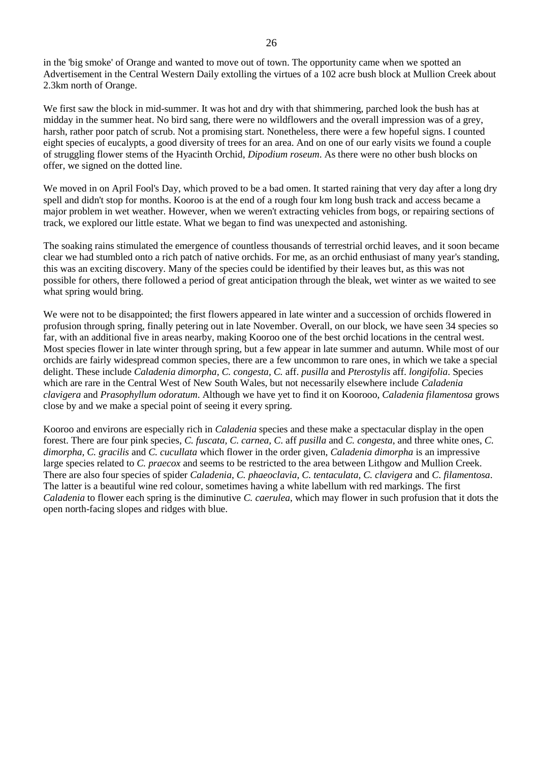in the 'big smoke' of Orange and wanted to move out of town. The opportunity came when we spotted an Advertisement in the Central Western Daily extolling the virtues of a 102 acre bush block at Mullion Creek about 2.3km north of Orange.

We first saw the block in mid-summer. It was hot and dry with that shimmering, parched look the bush has at midday in the summer heat. No bird sang, there were no wildflowers and the overall impression was of a grey, harsh, rather poor patch of scrub. Not a promising start. Nonetheless, there were a few hopeful signs. I counted eight species of eucalypts, a good diversity of trees for an area. And on one of our early visits we found a couple of struggling flower stems of the Hyacinth Orchid, *Dipodium roseum*. As there were no other bush blocks on offer, we signed on the dotted line.

We moved in on April Fool's Day, which proved to be a bad omen. It started raining that very day after a long dry spell and didn't stop for months. Kooroo is at the end of a rough four km long bush track and access became a major problem in wet weather. However, when we weren't extracting vehicles from bogs, or repairing sections of track, we explored our little estate. What we began to find was unexpected and astonishing.

The soaking rains stimulated the emergence of countless thousands of terrestrial orchid leaves, and it soon became clear we had stumbled onto a rich patch of native orchids. For me, as an orchid enthusiast of many year's standing, this was an exciting discovery. Many of the species could be identified by their leaves but, as this was not possible for others, there followed a period of great anticipation through the bleak, wet winter as we waited to see what spring would bring.

We were not to be disappointed; the first flowers appeared in late winter and a succession of orchids flowered in profusion through spring, finally petering out in late November. Overall, on our block, we have seen 34 species so far, with an additional five in areas nearby, making Kooroo one of the best orchid locations in the central west. Most species flower in late winter through spring, but a few appear in late summer and autumn. While most of our orchids are fairly widespread common species, there are a few uncommon to rare ones, in which we take a special delight. These include *Caladenia dimorpha, C. congesta, C.* aff. *pusilla* and *Pterostylis* aff. *longifolia*. Species which are rare in the Central West of New South Wales, but not necessarily elsewhere include *Caladenia clavigera* and *Prasophyllum odoratum*. Although we have yet to find it on Koorooo, *Caladenia filamentosa* grows close by and we make a special point of seeing it every spring.

Kooroo and environs are especially rich in *Caladenia* species and these make a spectacular display in the open forest. There are four pink species, *C. fuscata, C. carnea, C.* aff *pusilla* and *C. congesta*, and three white ones, *C. dimorpha, C. gracilis* and *C. cucullata* which flower in the order given, *Caladenia dimorpha* is an impressive large species related to *C. praecox* and seems to be restricted to the area between Lithgow and Mullion Creek. There are also four species of spider *Caladenia*, *C. phaeoclavia*, *C. tentaculata, C. clavigera* and *C. filamentosa*. The latter is a beautiful wine red colour, sometimes having a white labellum with red markings. The first *Caladenia* to flower each spring is the diminutive *C. caerulea*, which may flower in such profusion that it dots the open north-facing slopes and ridges with blue.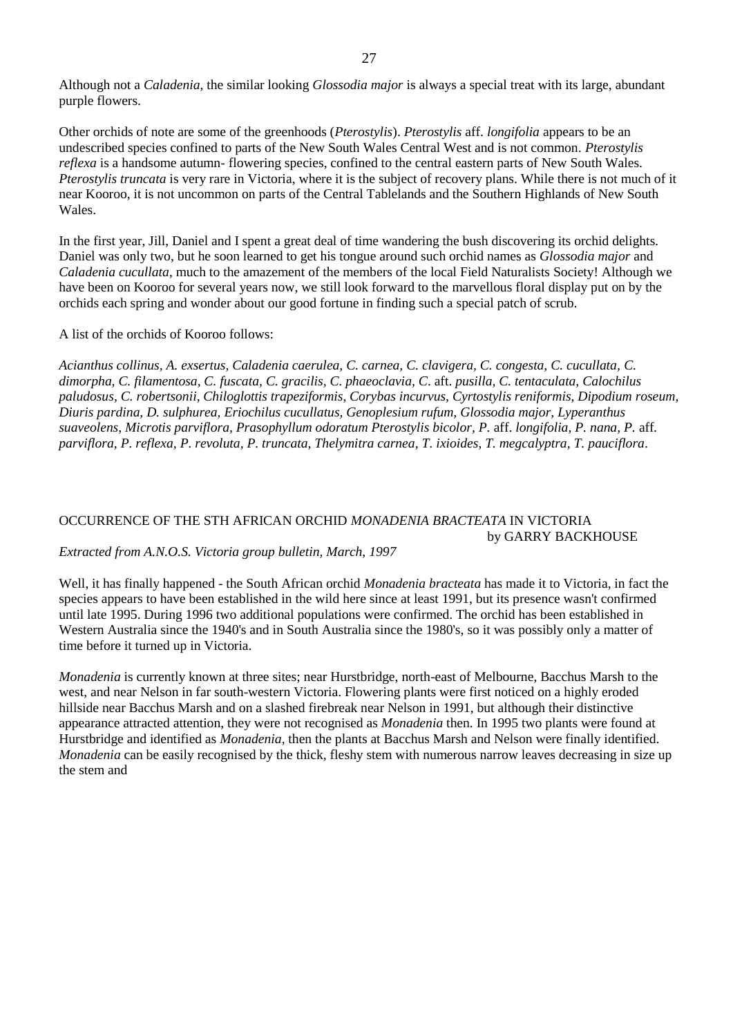Although not a *Caladenia*, the similar looking *Glossodia major* is always a special treat with its large, abundant purple flowers.

Other orchids of note are some of the greenhoods (*Pterostylis*). *Pterostylis* aff. *longifolia* appears to be an undescribed species confined to parts of the New South Wales Central West and is not common. *Pterostylis reflexa* is a handsome autumn- flowering species, confined to the central eastern parts of New South Wales. *Pterostylis truncata* is very rare in Victoria, where it is the subject of recovery plans. While there is not much of it near Kooroo, it is not uncommon on parts of the Central Tablelands and the Southern Highlands of New South Wales.

In the first year, Jill, Daniel and I spent a great deal of time wandering the bush discovering its orchid delights. Daniel was only two, but he soon learned to get his tongue around such orchid names as *Glossodia major* and *Caladenia cucullata*, much to the amazement of the members of the local Field Naturalists Society! Although we have been on Kooroo for several years now, we still look forward to the marvellous floral display put on by the orchids each spring and wonder about our good fortune in finding such a special patch of scrub.

A list of the orchids of Kooroo follows:

*Acianthus collinus, A. exsertus, Caladenia caerulea, C. carnea, C. clavigera, C. congesta, C. cucullata, C. dimorpha, C. filamentosa, C. fuscata, C. gracilis, C. phaeoclavia, C.* aft. *pusilla, C. tentaculata, Calochilus paludosus, C. robertsonii, Chiloglottis trapeziformis, Corybas incurvus, Cyrtostylis reniformis, Dipodium roseum, Diuris pardina, D. sulphurea, Eriochilus cucullatus, Genoplesium rufum, Glossodia major, Lyperanthus suaveolens, Microtis parviflora, Prasophyllum odoratum Pterostylis bicolor, P.* aff. *longifolia, P. nana, P.* aff. *parviflora, P. reflexa, P. revoluta, P. truncata, Thelymitra carnea, T. ixioides, T. megcalyptra, T. pauciflora*.

## OCCURRENCE OF THE STH AFRICAN ORCHID *MONADENIA BRACTEATA* IN VICTORIA

by GARRY BACKHOUSE

*Extracted from A.N.O.S. Victoria group bulletin, March, 1997*

Well, it has finally happened - the South African orchid *Monadenia bracteata* has made it to Victoria, in fact the species appears to have been established in the wild here since at least 1991, but its presence wasn't confirmed until late 1995. During 1996 two additional populations were confirmed. The orchid has been established in Western Australia since the 1940's and in South Australia since the 1980's, so it was possibly only a matter of time before it turned up in Victoria.

*Monadenia* is currently known at three sites; near Hurstbridge, north-east of Melbourne, Bacchus Marsh to the west, and near Nelson in far south-western Victoria. Flowering plants were first noticed on a highly eroded hillside near Bacchus Marsh and on a slashed firebreak near Nelson in 1991, but although their distinctive appearance attracted attention, they were not recognised as *Monadenia* then. In 1995 two plants were found at Hurstbridge and identified as *Monadenia*, then the plants at Bacchus Marsh and Nelson were finally identified. *Monadenia* can be easily recognised by the thick, fleshy stem with numerous narrow leaves decreasing in size up the stem and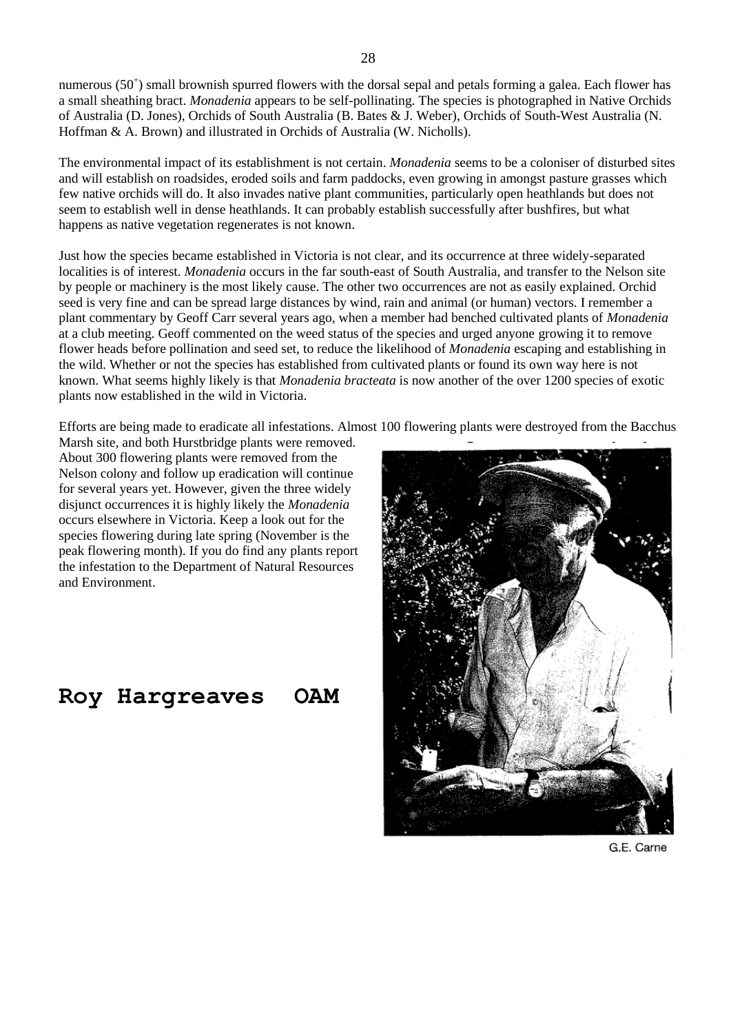numerous ($50^+$) small brownish spurred flowers with the dorsal sepal and petals forming a galea. Each flower has a small sheathing bract. *Monadenia* appears to be self-pollinating. The species is photographed in Native Orchids of Australia (D. Jones), Orchids of South Australia (B. Bates & J. Weber), Orchids of South-West Australia (N. Hoffman & A. Brown) and illustrated in Orchids of Australia (W. Nicholls).

The environmental impact of its establishment is not certain. *Monadenia* seems to be a coloniser of disturbed sites and will establish on roadsides, eroded soils and farm paddocks, even growing in amongst pasture grasses which few native orchids will do. It also invades native plant communities, particularly open heathlands but does not seem to establish well in dense heathlands. It can probably establish successfully after bushfires, but what happens as native vegetation regenerates is not known.

Just how the species became established in Victoria is not clear, and its occurrence at three widely-separated localities is of interest. *Monadenia* occurs in the far south-east of South Australia, and transfer to the Nelson site by people or machinery is the most likely cause. The other two occurrences are not as easily explained. Orchid seed is very fine and can be spread large distances by wind, rain and animal (or human) vectors. I remember a plant commentary by Geoff Carr several years ago, when a member had benched cultivated plants of *Monadenia* at a club meeting. Geoff commented on the weed status of the species and urged anyone growing it to remove flower heads before pollination and seed set, to reduce the likelihood of *Monadenia* escaping and establishing in the wild. Whether or not the species has established from cultivated plants or found its own way here is not known. What seems highly likely is that *Monadenia bracteata* is now another of the over 1200 species of exotic plants now established in the wild in Victoria.

Efforts are being made to eradicate all infestations. Almost 100 flowering plants were destroyed from the Bacchus Marsh site, and both Hurstbridge plants were removed. About 300 flowering plants were removed from the Nelson colony and follow up eradication will continue for several years yet. However, given the three widely disjunct occurrences it is highly likely the *Monadenia* occurs elsewhere in Victoria. Keep a look out for the species flowering during late spring (November is the peak flowering month). If you do find any plants report the infestation to the Department of Natural Resources and Environment.

# Roy Hargreaves OAM

G.E. Carne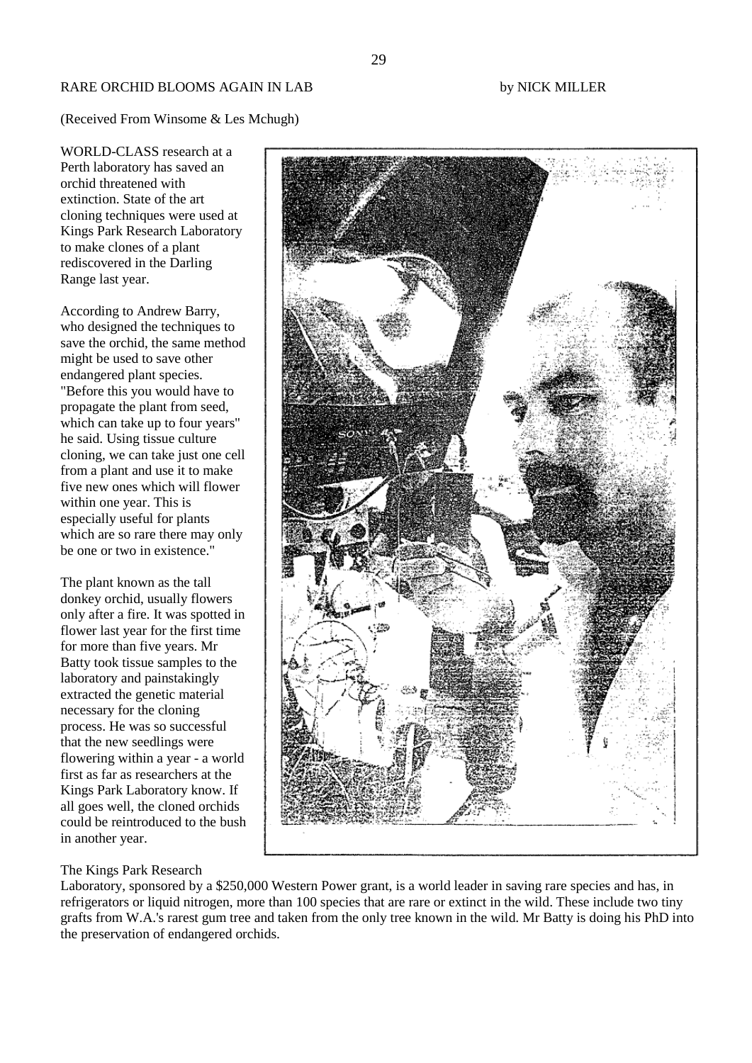RARE ORCHID BLOOMS AGAIN IN LAB by NICK MILLER

(Received From Winsome & Les Mchugh)

WORLD-CLASS research at a Perth laboratory has saved an orchid threatened with extinction. State of the art cloning techniques were used at Kings Park Research Laboratory to make clones of a plant rediscovered in the Darling Range last year.

According to Andrew Barry, who designed the techniques to save the orchid, the same method might be used to save other endangered plant species. "Before this you would have to propagate the plant from seed, which can take up to four years" he said. Using tissue culture cloning, we can take just one cell from a plant and use it to make five new ones which will flower within one year. This is especially useful for plants which are so rare there may only be one or two in existence."

The plant known as the tall donkey orchid, usually flowers only after a fire. It was spotted in flower last year for the first time for more than five years. Mr Batty took tissue samples to the laboratory and painstakingly extracted the genetic material necessary for the cloning process. He was so successful that the new seedlings were flowering within a year - a world first as far as researchers at the Kings Park Laboratory know. If all goes well, the cloned orchids could be reintroduced to the bush in another year.

The Kings Park Research Laboratory, sponsored by a $250,000 Western Power grant, is a world leader in saving rare species and has, in refrigerators or liquid nitrogen, more than 100 species that are rare or extinct in the wild. These include two tiny grafts from W.A.'s rarest gum tree and taken from the only tree known in the wild. Mr Batty is doing his PhD into the preservation of endangered orchids.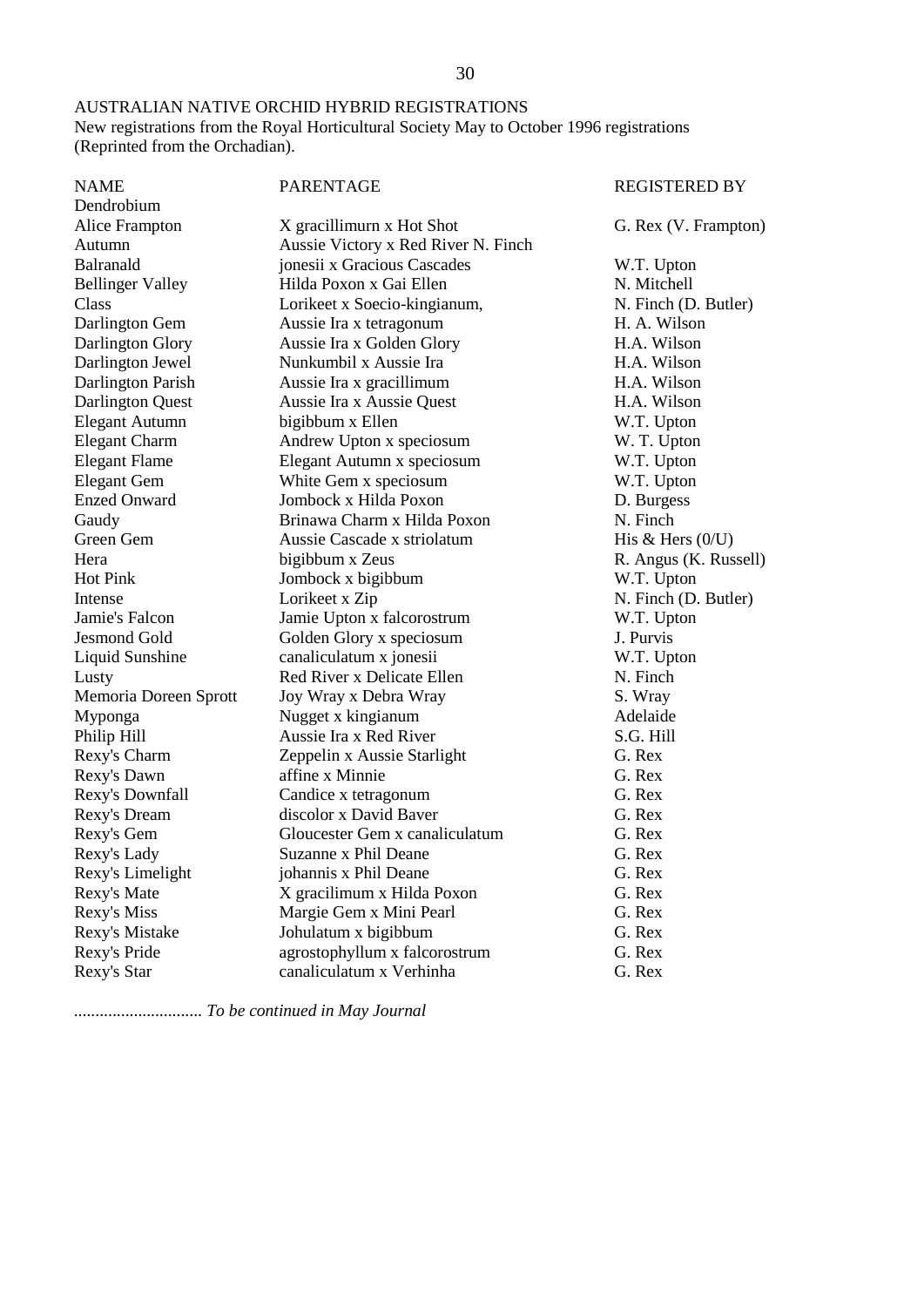AUSTRALIAN NATIVE ORCHID HYBRID REGISTRATIONS

New registrations from the Royal Horticultural Society May to October 1996 registrations (Reprinted from the Orchadian).

| NAME | PARENTAGE | REGISTERED BY |
|---|---|---|
| Dendrobium | | |
| Alice Frampton | X gracillimurn x Hot Shot | G. Rex (V. Frampton) |
| Autumn | Aussie Victory x Red River N. Finch | |
| Balranald | jonesii x Gracious Cascades | W.T. Upton |
| Bellinger Valley | Hilda Poxon x Gai Ellen | N. Mitchell |
| Class | Lorikeet x Soecio-kingianum, | N. Finch (D. Butler) |
| Darlington Gem | Aussie Ira x tetragonum | H. A. Wilson |
| Darlington Glory | Aussie Ira x Golden Glory | H.A. Wilson |
| Darlington Jewel | Nunkumbil x Aussie Ira | H.A. Wilson |
| Darlington Parish | Aussie Ira x gracillimum | H.A. Wilson |
| Darlington Quest | Aussie Ira x Aussie Quest | H.A. Wilson |
| Elegant Autumn | bigibbum x Ellen | W.T. Upton |
| Elegant Charm | Andrew Upton x speciosum | W. T. Upton |
| Elegant Flame | Elegant Autumn x speciosum | W.T. Upton |
| Elegant Gem | White Gem x speciosum | W.T. Upton |
| Enzed Onward | Jombock x Hilda Poxon | D. Burgess |
| Gaudy | Brinawa Charm x Hilda Poxon | N. Finch |
| Green Gem | Aussie Cascade x striolatum | His & Hers (0/U) |
| Hera | bigibbum x Zeus | R. Angus (K. Russell) |
| Hot Pink | Jombock x bigibbum | W.T. Upton |
| Intense | Lorikeet x Zip | N. Finch (D. Butler) |
| Jamie's Falcon | Jamie Upton x falcorostrum | W.T. Upton |
| Jesmond Gold | Golden Glory x speciosum | J. Purvis |
| Liquid Sunshine | canaliculatum x jonesii | W.T. Upton |
| Lusty | Red River x Delicate Ellen | N. Finch |
| Memoria Doreen Sprott | Joy Wray x Debra Wray | S. Wray |
| Myponga | Nugget x kingianum | Adelaide |
| Philip Hill | Aussie Ira x Red River | S.G. Hill |
| Rexy's Charm | Zeppelin x Aussie Starlight | G. Rex |
| Rexy's Dawn | affine x Minnie | G. Rex |
| Rexy's Downfall | Candice x tetragonum | G. Rex |
| Rexy's Dream | discolor x David Baver | G. Rex |
| Rexy's Gem | Gloucester Gem x canaliculatum | G. Rex |
| Rexy's Lady | Suzanne x Phil Deane | G. Rex |
| Rexy's Limelight | johannis x Phil Deane | G. Rex |
| Rexy's Mate | X gracilimum x Hilda Poxon | G. Rex |
| Rexy's Miss | Margie Gem x Mini Pearl | G. Rex |
| Rexy's Mistake | Johulatum x bigibbum | G. Rex |
| Rexy's Pride | agrostophyllum x falcorostrum | G. Rex |
| Rexy's Star | canaliculatum x Verhinha | G. Rex |

*.............................. To be continued in May Journal*